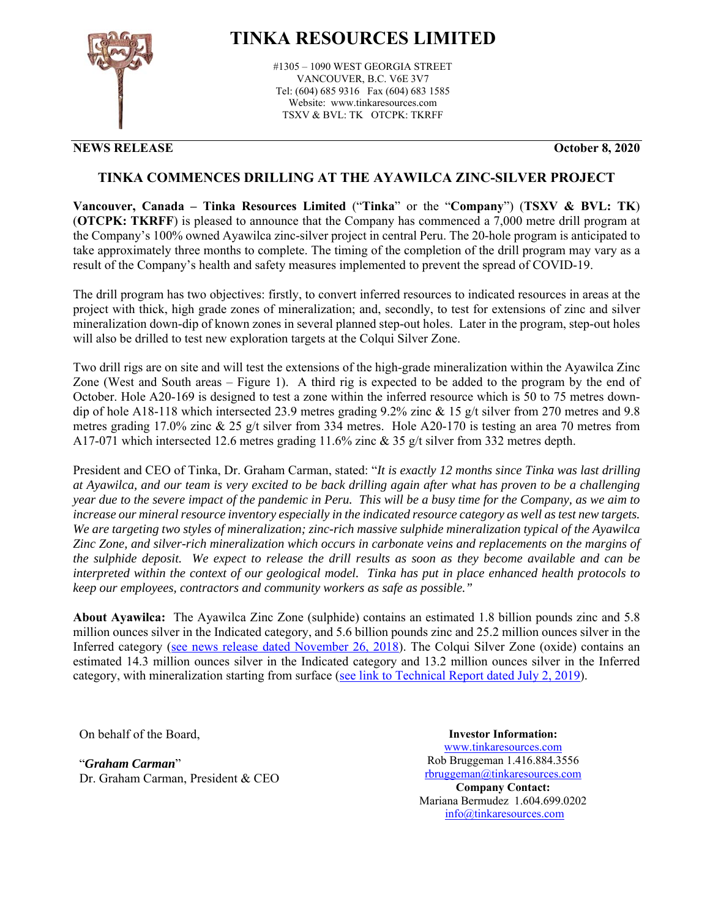# TINKA RESOURCES LIMITED

#1305 – 1090 WEST GEORGIA STREET
VANCOUVER, B.C. V6E 3V7
Tel: (604) 685 9316 Fax (604) 683 1585
Website: www.tinkaresources.com
TSXV & BVL: TK OTCPK: TKRFF

**NEWS RELEASE** **October 8, 2020**

## TINKA COMMENCES DRILLING AT THE AYAWILCA ZINC-SILVER PROJECT

**Vancouver, Canada – Tinka Resources Limited** ("**Tinka**" or the "**Company**") (**TSXV & BVL: TK**) (**OTCPK: TKRFF**) is pleased to announce that the Company has commenced a 7,000 metre drill program at the Company's 100% owned Ayawilca zinc-silver project in central Peru. The 20-hole program is anticipated to take approximately three months to complete. The timing of the completion of the drill program may vary as a result of the Company's health and safety measures implemented to prevent the spread of COVID-19.

The drill program has two objectives: firstly, to convert inferred resources to indicated resources in areas at the project with thick, high grade zones of mineralization; and, secondly, to test for extensions of zinc and silver mineralization down-dip of known zones in several planned step-out holes. Later in the program, step-out holes will also be drilled to test new exploration targets at the Colqui Silver Zone.

Two drill rigs are on site and will test the extensions of the high-grade mineralization within the Ayawilca Zinc Zone (West and South areas – Figure 1). A third rig is expected to be added to the program by the end of October. Hole A20-169 is designed to test a zone within the inferred resource which is 50 to 75 metres down-dip of hole A18-118 which intersected 23.9 metres grading 9.2% zinc & 15 g/t silver from 270 metres and 9.8 metres grading 17.0% zinc & 25 g/t silver from 334 metres. Hole A20-170 is testing an area 70 metres from A17-071 which intersected 12.6 metres grading 11.6% zinc & 35 g/t silver from 332 metres depth.

President and CEO of Tinka, Dr. Graham Carman, stated: "*It is exactly 12 months since Tinka was last drilling at Ayawilca, and our team is very excited to be back drilling again after what has proven to be a challenging year due to the severe impact of the pandemic in Peru. This will be a busy time for the Company, as we aim to increase our mineral resource inventory especially in the indicated resource category as well as test new targets. We are targeting two styles of mineralization; zinc-rich massive sulphide mineralization typical of the Ayawilca Zinc Zone, and silver-rich mineralization which occurs in carbonate veins and replacements on the margins of the sulphide deposit. We expect to release the drill results as soon as they become available and can be interpreted within the context of our geological model. Tinka has put in place enhanced health protocols to keep our employees, contractors and community workers as safe as possible.*"

**About Ayawilca:** The Ayawilca Zinc Zone (sulphide) contains an estimated 1.8 billion pounds zinc and 5.8 million ounces silver in the Indicated category, and 5.6 billion pounds zinc and 25.2 million ounces silver in the Inferred category (see news release dated November 26, 2018). The Colqui Silver Zone (oxide) contains an estimated 14.3 million ounces silver in the Indicated category and 13.2 million ounces silver in the Inferred category, with mineralization starting from surface (see link to Technical Report dated July 2, 2019).

On behalf of the Board,

"***Graham Carman***"
Dr. Graham Carman, President & CEO

**Investor Information:**
www.tinkaresources.com
Rob Bruggeman 1.416.884.3556
rbruggeman@tinkaresources.com
**Company Contact:**
Mariana Bermudez 1.604.699.0202
info@tinkaresources.com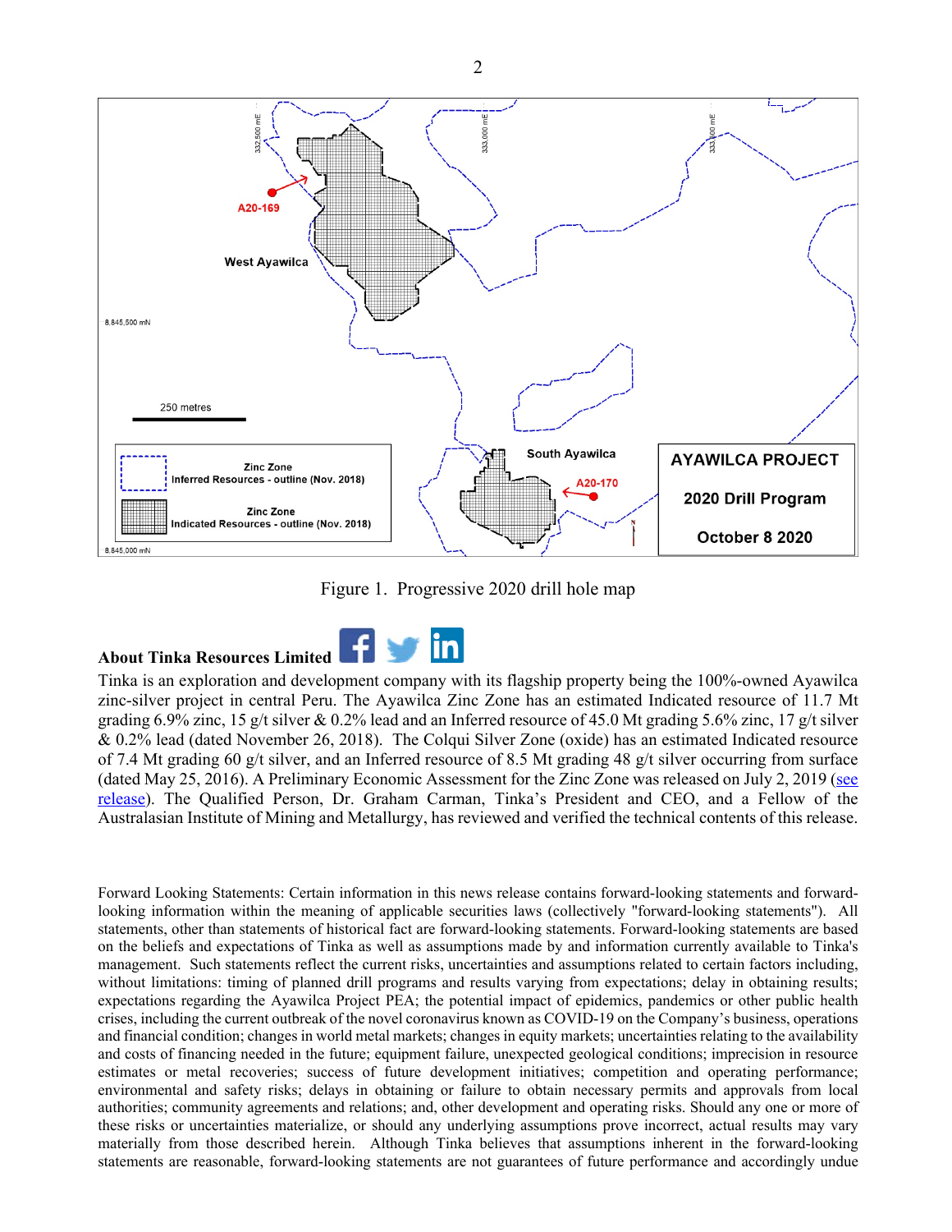332,500 mE

333,000 mE

333,500 mE

A20-169

West Ayawilca

8,845,500 mN

250 metres

Zinc Zone
Inferred Resources - outline (Nov. 2018)

Zinc Zone
Indicated Resources - outline (Nov. 2018)

8,845,000 mN

South Ayawilca

A20-170

AYAWILCA PROJECT

2020 Drill Program

October 8 2020

Figure 1. Progressive 2020 drill hole map

**About Tinka Resources Limited**

Tinka is an exploration and development company with its flagship property being the 100%-owned Ayawilca zinc-silver project in central Peru. The Ayawilca Zinc Zone has an estimated Indicated resource of 11.7 Mt grading 6.9% zinc, 15 g/t silver & 0.2% lead and an Inferred resource of 45.0 Mt grading 5.6% zinc, 17 g/t silver & 0.2% lead (dated November 26, 2018). The Colqui Silver Zone (oxide) has an estimated Indicated resource of 7.4 Mt grading 60 g/t silver, and an Inferred resource of 8.5 Mt grading 48 g/t silver occurring from surface (dated May 25, 2016). A Preliminary Economic Assessment for the Zinc Zone was released on July 2, 2019 (see release). The Qualified Person, Dr. Graham Carman, Tinka's President and CEO, and a Fellow of the Australasian Institute of Mining and Metallurgy, has reviewed and verified the technical contents of this release.

Forward Looking Statements: Certain information in this news release contains forward-looking statements and forward-looking information within the meaning of applicable securities laws (collectively "forward-looking statements"). All statements, other than statements of historical fact are forward-looking statements. Forward-looking statements are based on the beliefs and expectations of Tinka as well as assumptions made by and information currently available to Tinka's management. Such statements reflect the current risks, uncertainties and assumptions related to certain factors including, without limitations: timing of planned drill programs and results varying from expectations; delay in obtaining results; expectations regarding the Ayawilca Project PEA; the potential impact of epidemics, pandemics or other public health crises, including the current outbreak of the novel coronavirus known as COVID-19 on the Company's business, operations and financial condition; changes in world metal markets; changes in equity markets; uncertainties relating to the availability and costs of financing needed in the future; equipment failure, unexpected geological conditions; imprecision in resource estimates or metal recoveries; success of future development initiatives; competition and operating performance; environmental and safety risks; delays in obtaining or failure to obtain necessary permits and approvals from local authorities; community agreements and relations; and, other development and operating risks. Should any one or more of these risks or uncertainties materialize, or should any underlying assumptions prove incorrect, actual results may vary materially from those described herein. Although Tinka believes that assumptions inherent in the forward-looking statements are reasonable, forward-looking statements are not guarantees of future performance and accordingly undue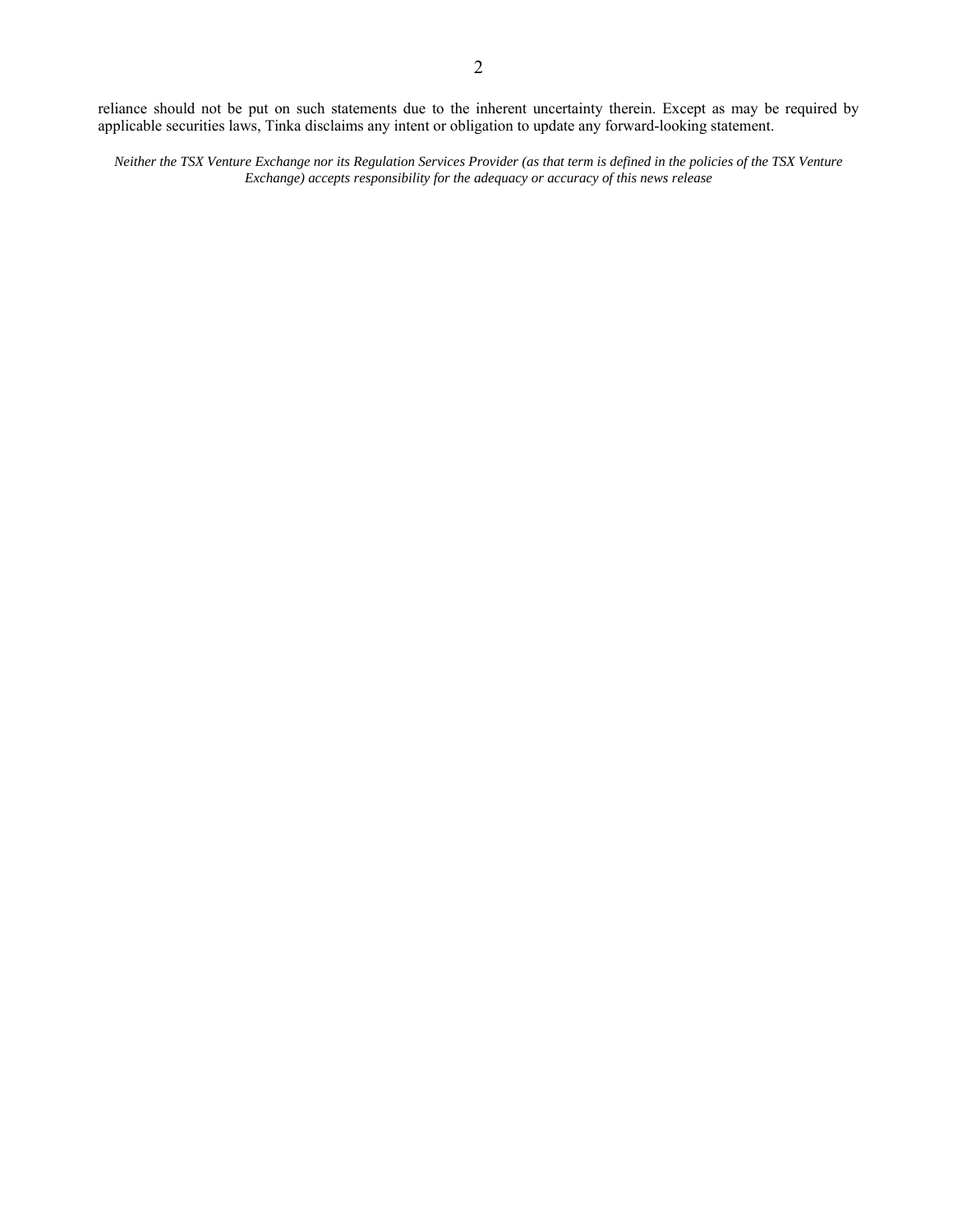reliance should not be put on such statements due to the inherent uncertainty therein. Except as may be required by applicable securities laws, Tinka disclaims any intent or obligation to update any forward-looking statement.

*Neither the TSX Venture Exchange nor its Regulation Services Provider (as that term is defined in the policies of the TSX Venture Exchange) accepts responsibility for the adequacy or accuracy of this news release*